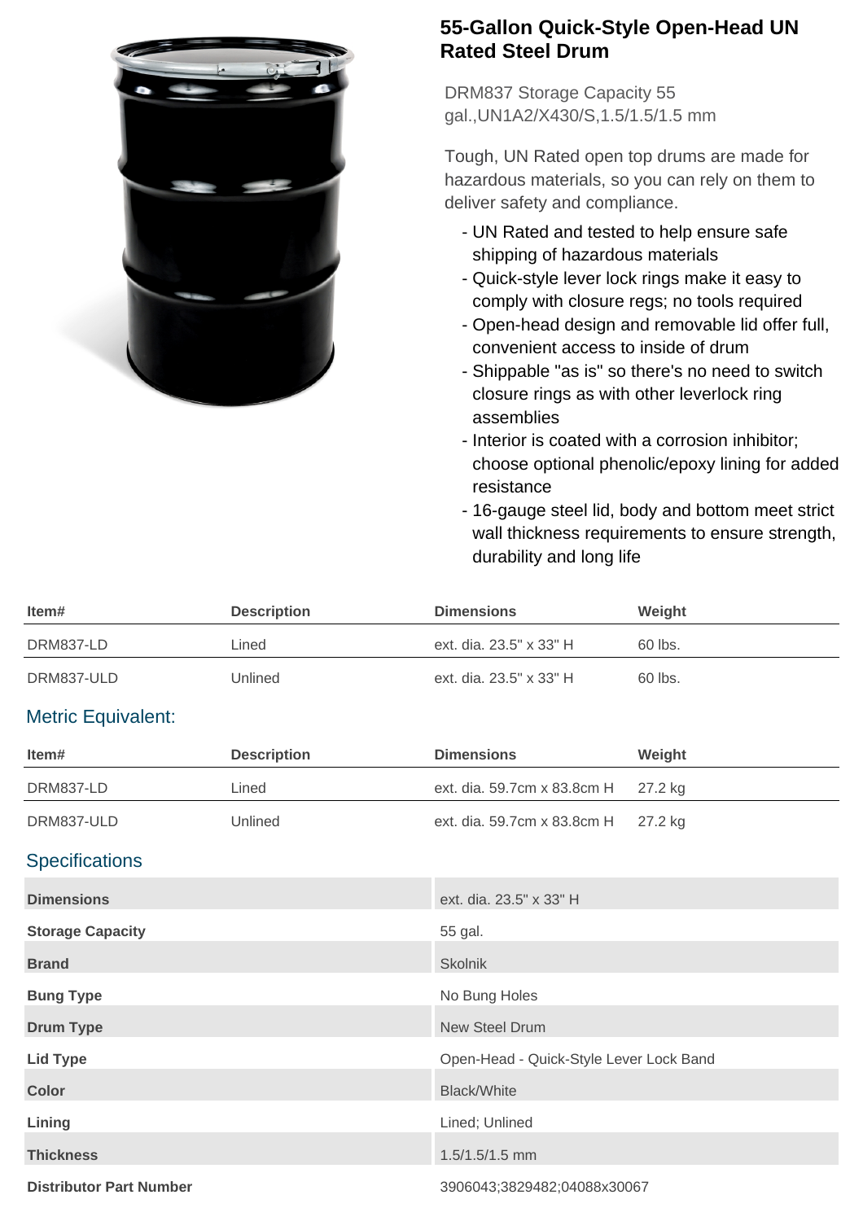# 55-Gallon Quick-Style Open-Head UN Rated Steel Drum

DRM837 Storage Capacity 55 gal.,UN1A2/X430/S,1.5/1.5/1.5 mm

Tough, UN Rated open top drums are made for hazardous materials, so you can rely on them to deliver safety and compliance.

- UN Rated and tested to help ensure safe shipping of hazardous materials
- Quick-style lever lock rings make it easy to comply with closure regs; no tools required
- Open-head design and removable lid offer full, convenient access to inside of drum
- Shippable "as is" so there's no need to switch closure rings as with other leverlock ring assemblies
- Interior is coated with a corrosion inhibitor; choose optional phenolic/epoxy lining for added resistance
- 16-gauge steel lid, body and bottom meet strict wall thickness requirements to ensure strength, durability and long life

| Item# | Description | Dimensions | Weight |
|---|---|---|---|
| DRM837-LD | Lined | ext. dia. 23.5" x 33" H | 60 lbs. |
| DRM837-ULD | Unlined | ext. dia. 23.5" x 33" H | 60 lbs. |

## Metric Equivalent:

| Item# | Description | Dimensions | Weight |
|---|---|---|---|
| DRM837-LD | Lined | ext. dia. 59.7cm x 83.8cm H | 27.2 kg |
| DRM837-ULD | Unlined | ext. dia. 59.7cm x 83.8cm H | 27.2 kg |

## Specifications

| | |
|---|---|
| **Dimensions** | ext. dia. 23.5" x 33" H |
| **Storage Capacity** | 55 gal. |
| **Brand** | Skolnik |
| **Bung Type** | No Bung Holes |
| **Drum Type** | New Steel Drum |
| **Lid Type** | Open-Head - Quick-Style Lever Lock Band |
| **Color** | Black/White |
| **Lining** | Lined; Unlined |
| **Thickness** | 1.5/1.5/1.5 mm |
| **Distributor Part Number** | 3906043;3829482;04088x30067 |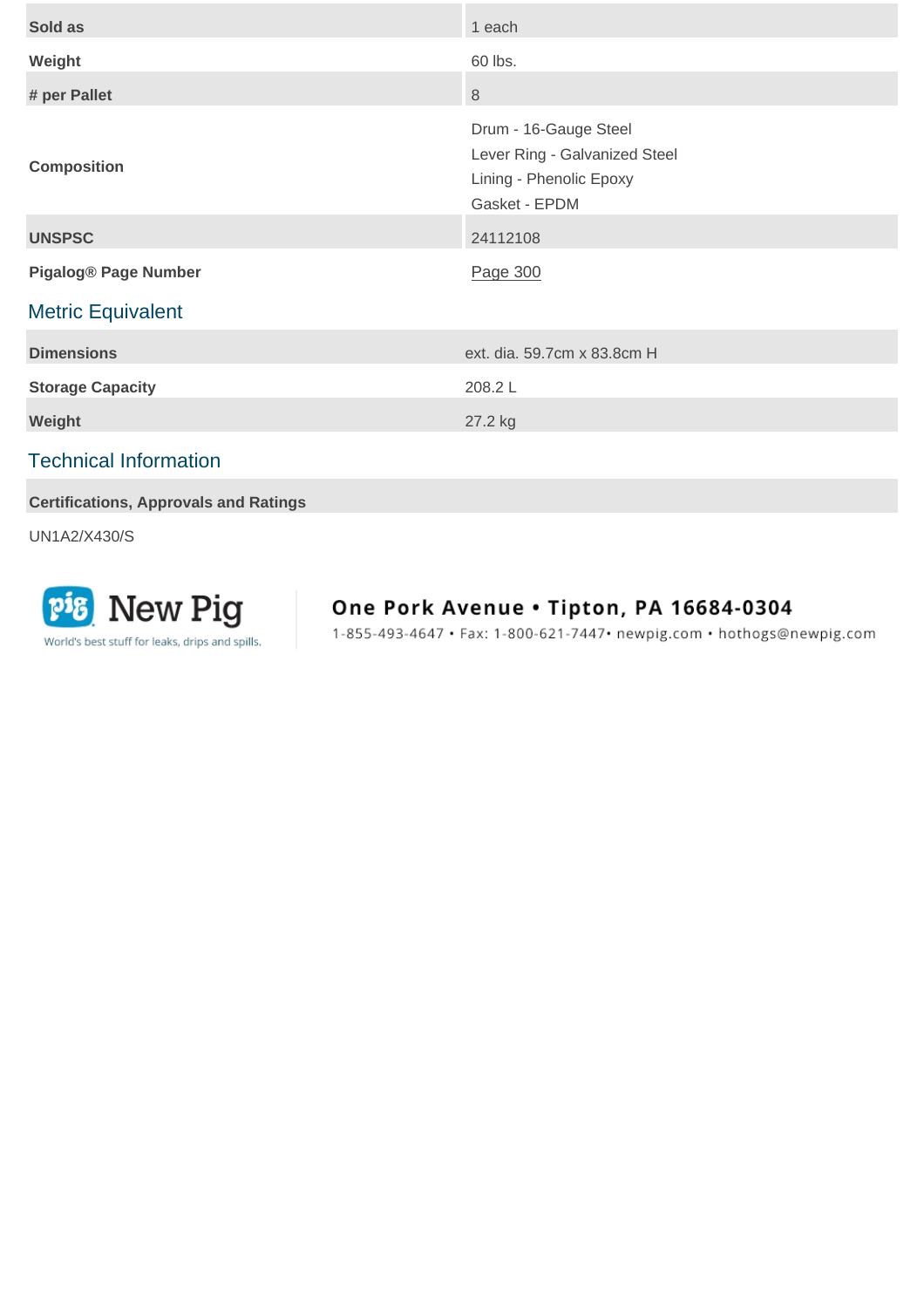| | |
|---|---|
| **Sold as** | 1 each |
| **Weight** | 60 lbs. |
| **# per Pallet** | 8 |
| **Composition** | Drum - 16-Gauge Steel<br>Lever Ring - Galvanized Steel<br>Lining - Phenolic Epoxy<br>Gasket - EPDM |
| **UNSPSC** | 24112108 |
| **Pigalog® Page Number** | Page 300 |

## Metric Equivalent

| | |
|---|---|
| **Dimensions** | ext. dia. 59.7cm x 83.8cm H |
| **Storage Capacity** | 208.2 L |
| **Weight** | 27.2 kg |

## Technical Information

**Certifications, Approvals and Ratings**

UN1A2/X430/S

New Pig
World's best stuff for leaks, drips and spills.

One Pork Avenue • Tipton, PA 16684-0304
1-855-493-4647 • Fax: 1-800-621-7447• newpig.com • hothogs@newpig.com